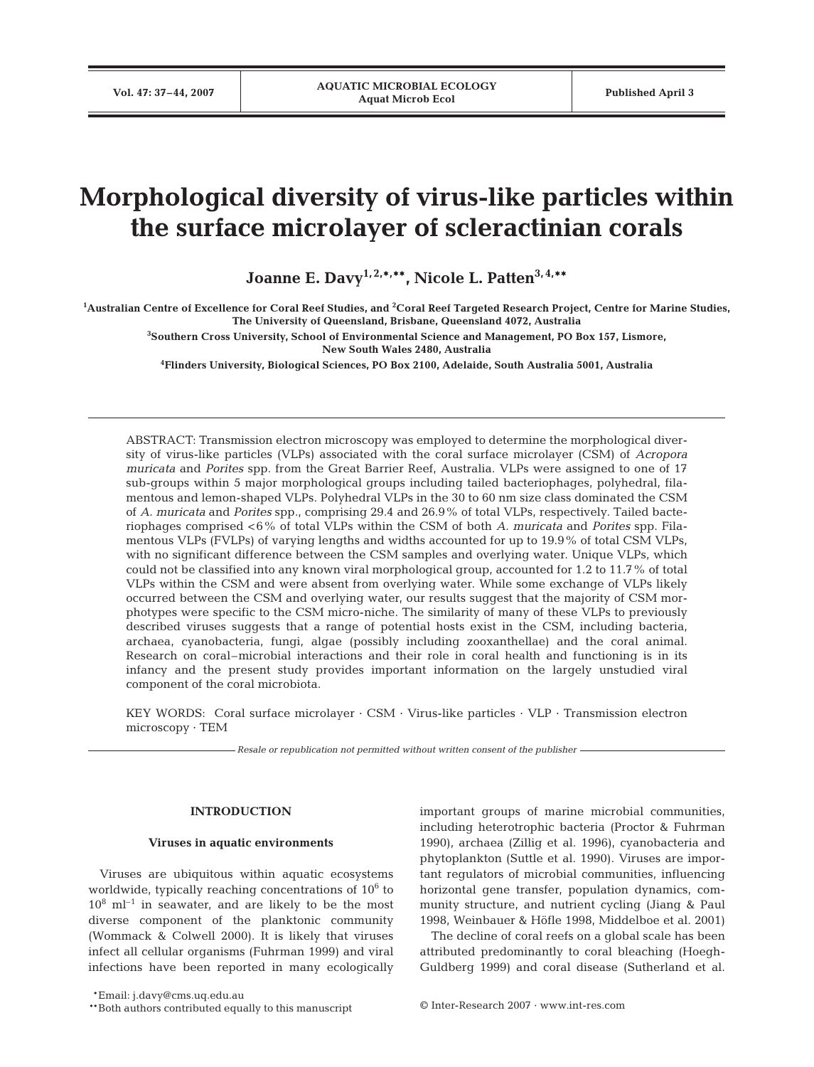# Morphological diversity of virus-like particles within the surface microlayer of scleractinian corals

**Joanne E. Davy[1,2,*,**], Nicole L. Patten[3,4,**]**

[1]Australian Centre of Excellence for Coral Reef Studies, and [2]Coral Reef Targeted Research Project, Centre for Marine Studies, The University of Queensland, Brisbane, Queensland 4072, Australia

[3]Southern Cross University, School of Environmental Science and Management, PO Box 157, Lismore, New South Wales 2480, Australia

[4]Flinders University, Biological Sciences, PO Box 2100, Adelaide, South Australia 5001, Australia

ABSTRACT: Transmission electron microscopy was employed to determine the morphological diversity of virus-like particles (VLPs) associated with the coral surface microlayer (CSM) of *Acropora muricata* and *Porites* spp. from the Great Barrier Reef, Australia. VLPs were assigned to one of 17 sub-groups within 5 major morphological groups including tailed bacteriophages, polyhedral, filamentous and lemon-shaped VLPs. Polyhedral VLPs in the 30 to 60 nm size class dominated the CSM of *A. muricata* and *Porites* spp., comprising 29.4 and 26.9% of total VLPs, respectively. Tailed bacteriophages comprised <6% of total VLPs within the CSM of both *A. muricata* and *Porites* spp. Filamentous VLPs (FVLPs) of varying lengths and widths accounted for up to 19.9% of total CSM VLPs, with no significant difference between the CSM samples and overlying water. Unique VLPs, which could not be classified into any known viral morphological group, accounted for 1.2 to 11.7% of total VLPs within the CSM and were absent from overlying water. While some exchange of VLPs likely occurred between the CSM and overlying water, our results suggest that the majority of CSM morphotypes were specific to the CSM micro-niche. The similarity of many of these VLPs to previously described viruses suggests that a range of potential hosts exist in the CSM, including bacteria, archaea, cyanobacteria, fungi, algae (possibly including zooxanthellae) and the coral animal. Research on coral–microbial interactions and their role in coral health and functioning is in its infancy and the present study provides important information on the largely unstudied viral component of the coral microbiota.

KEY WORDS: Coral surface microlayer · CSM · Virus-like particles · VLP · Transmission electron microscopy · TEM

*Resale or republication not permitted without written consent of the publisher*

## INTRODUCTION

### Viruses in aquatic environments

Viruses are ubiquitous within aquatic ecosystems worldwide, typically reaching concentrations of $10^6$ to $10^8$ ml$^{-1}$ in seawater, and are likely to be the most diverse component of the planktonic community (Wommack & Colwell 2000). It is likely that viruses infect all cellular organisms (Fuhrman 1999) and viral infections have been reported in many ecologically important groups of marine microbial communities, including heterotrophic bacteria (Proctor & Fuhrman 1990), archaea (Zillig et al. 1996), cyanobacteria and phytoplankton (Suttle et al. 1990). Viruses are important regulators of microbial communities, influencing horizontal gene transfer, population dynamics, community structure, and nutrient cycling (Jiang & Paul 1998, Weinbauer & Höfle 1998, Middelboe et al. 2001)

The decline of coral reefs on a global scale has been attributed predominantly to coral bleaching (Hoegh-Guldberg 1999) and coral disease (Sutherland et al.

*Email: j.davy@cms.uq.edu.au

**Both authors contributed equally to this manuscript

© Inter-Research 2007 · www.int-res.com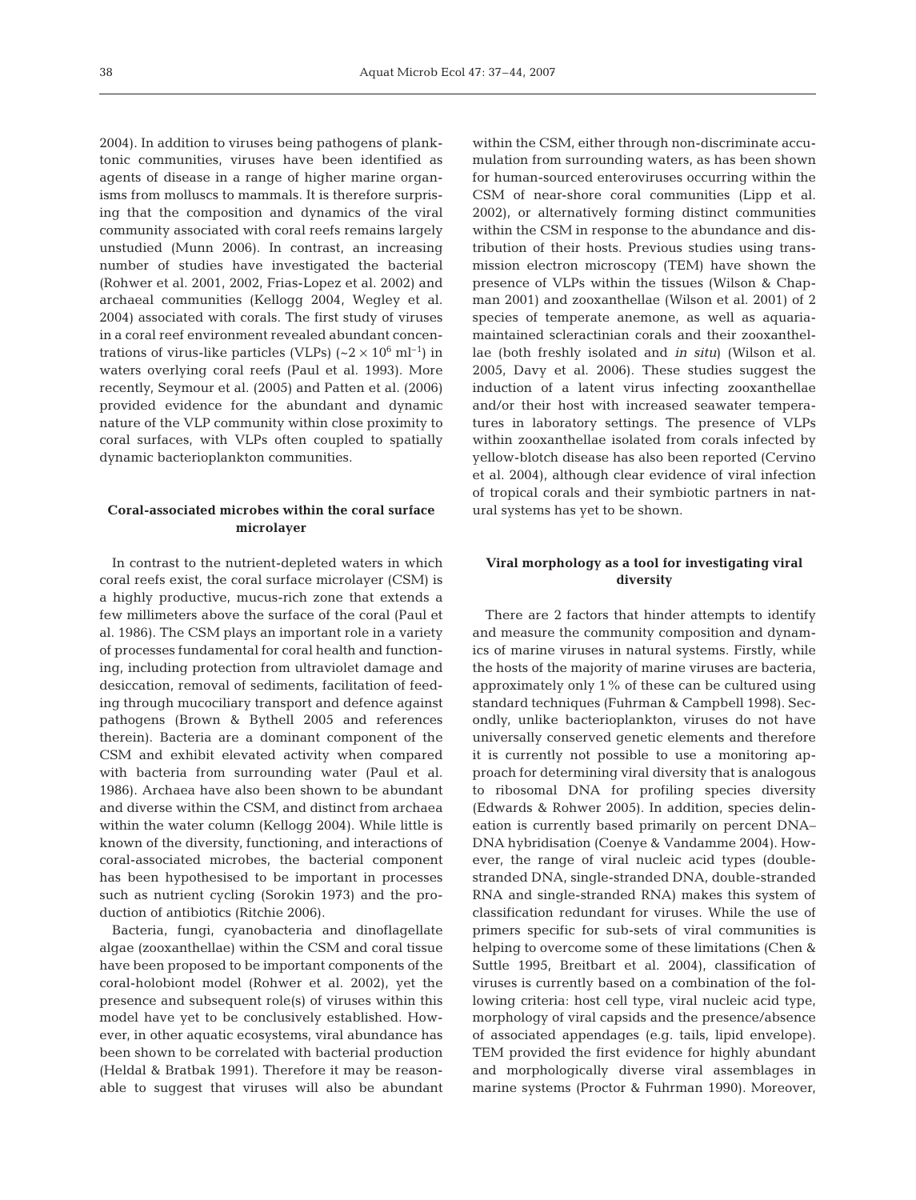2004). In addition to viruses being pathogens of planktonic communities, viruses have been identified as agents of disease in a range of higher marine organisms from molluscs to mammals. It is therefore surprising that the composition and dynamics of the viral community associated with coral reefs remains largely unstudied (Munn 2006). In contrast, an increasing number of studies have investigated the bacterial (Rohwer et al. 2001, 2002, Frias-Lopez et al. 2002) and archaeal communities (Kellogg 2004, Wegley et al. 2004) associated with corals. The first study of viruses in a coral reef environment revealed abundant concentrations of virus-like particles (VLPs) ($\sim 2 \times 10^6$ ml$^{-1}$) in waters overlying coral reefs (Paul et al. 1993). More recently, Seymour et al. (2005) and Patten et al. (2006) provided evidence for the abundant and dynamic nature of the VLP community within close proximity to coral surfaces, with VLPs often coupled to spatially dynamic bacterioplankton communities.

## Coral-associated microbes within the coral surface microlayer

In contrast to the nutrient-depleted waters in which coral reefs exist, the coral surface microlayer (CSM) is a highly productive, mucus-rich zone that extends a few millimeters above the surface of the coral (Paul et al. 1986). The CSM plays an important role in a variety of processes fundamental for coral health and functioning, including protection from ultraviolet damage and desiccation, removal of sediments, facilitation of feeding through mucociliary transport and defence against pathogens (Brown & Bythell 2005 and references therein). Bacteria are a dominant component of the CSM and exhibit elevated activity when compared with bacteria from surrounding water (Paul et al. 1986). Archaea have also been shown to be abundant and diverse within the CSM, and distinct from archaea within the water column (Kellogg 2004). While little is known of the diversity, functioning, and interactions of coral-associated microbes, the bacterial component has been hypothesised to be important in processes such as nutrient cycling (Sorokin 1973) and the production of antibiotics (Ritchie 2006).

Bacteria, fungi, cyanobacteria and dinoflagellate algae (zooxanthellae) within the CSM and coral tissue have been proposed to be important components of the coral-holobiont model (Rohwer et al. 2002), yet the presence and subsequent role(s) of viruses within this model have yet to be conclusively established. However, in other aquatic ecosystems, viral abundance has been shown to be correlated with bacterial production (Heldal & Bratbak 1991). Therefore it may be reasonable to suggest that viruses will also be abundant within the CSM, either through non-discriminate accumulation from surrounding waters, as has been shown for human-sourced enteroviruses occurring within the CSM of near-shore coral communities (Lipp et al. 2002), or alternatively forming distinct communities within the CSM in response to the abundance and distribution of their hosts. Previous studies using transmission electron microscopy (TEM) have shown the presence of VLPs within the tissues (Wilson & Chapman 2001) and zooxanthellae (Wilson et al. 2001) of 2 species of temperate anemone, as well as aquaria-maintained scleractinian corals and their zooxanthellae (both freshly isolated and *in situ*) (Wilson et al. 2005, Davy et al. 2006). These studies suggest the induction of a latent virus infecting zooxanthellae and/or their host with increased seawater temperatures in laboratory settings. The presence of VLPs within zooxanthellae isolated from corals infected by yellow-blotch disease has also been reported (Cervino et al. 2004), although clear evidence of viral infection of tropical corals and their symbiotic partners in natural systems has yet to be shown.

## Viral morphology as a tool for investigating viral diversity

There are 2 factors that hinder attempts to identify and measure the community composition and dynamics of marine viruses in natural systems. Firstly, while the hosts of the majority of marine viruses are bacteria, approximately only 1% of these can be cultured using standard techniques (Fuhrman & Campbell 1998). Secondly, unlike bacterioplankton, viruses do not have universally conserved genetic elements and therefore it is currently not possible to use a monitoring approach for determining viral diversity that is analogous to ribosomal DNA for profiling species diversity (Edwards & Rohwer 2005). In addition, species delineation is currently based primarily on percent DNA–DNA hybridisation (Coenye & Vandamme 2004). However, the range of viral nucleic acid types (double-stranded DNA, single-stranded DNA, double-stranded RNA and single-stranded RNA) makes this system of classification redundant for viruses. While the use of primers specific for sub-sets of viral communities is helping to overcome some of these limitations (Chen & Suttle 1995, Breitbart et al. 2004), classification of viruses is currently based on a combination of the following criteria: host cell type, viral nucleic acid type, morphology of viral capsids and the presence/absence of associated appendages (e.g. tails, lipid envelope). TEM provided the first evidence for highly abundant and morphologically diverse viral assemblages in marine systems (Proctor & Fuhrman 1990). Moreover,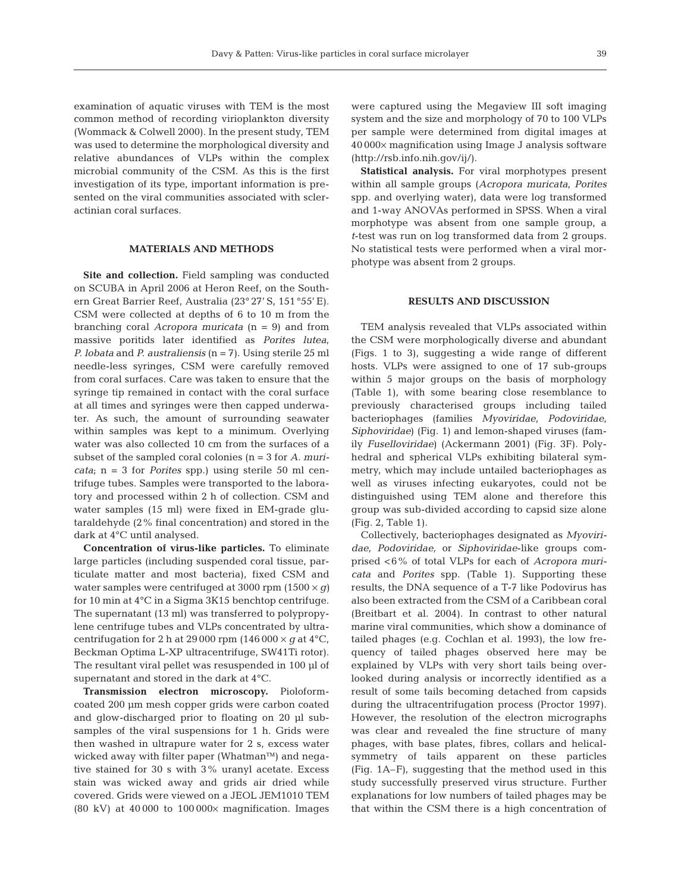examination of aquatic viruses with TEM is the most common method of recording virioplankton diversity (Wommack & Colwell 2000). In the present study, TEM was used to determine the morphological diversity and relative abundances of VLPs within the complex microbial community of the CSM. As this is the first investigation of its type, important information is presented on the viral communities associated with scleractinian coral surfaces.

## MATERIALS AND METHODS

**Site and collection.** Field sampling was conducted on SCUBA in April 2006 at Heron Reef, on the Southern Great Barrier Reef, Australia (23° 27′ S, 151° 55′ E). CSM were collected at depths of 6 to 10 m from the branching coral *Acropora muricata* (n = 9) and from massive poritids later identified as *Porites lutea*, *P. lobata* and *P. australiensis* (n = 7). Using sterile 25 ml needle-less syringes, CSM were carefully removed from coral surfaces. Care was taken to ensure that the syringe tip remained in contact with the coral surface at all times and syringes were then capped underwater. As such, the amount of surrounding seawater within samples was kept to a minimum. Overlying water was also collected 10 cm from the surfaces of a subset of the sampled coral colonies (n = 3 for *A. muricata*; n = 3 for *Porites* spp.) using sterile 50 ml centrifuge tubes. Samples were transported to the laboratory and processed within 2 h of collection. CSM and water samples (15 ml) were fixed in EM-grade glutaraldehyde (2% final concentration) and stored in the dark at 4°C until analysed.

**Concentration of virus-like particles.** To eliminate large particles (including suspended coral tissue, particulate matter and most bacteria), fixed CSM and water samples were centrifuged at 3000 rpm (1500 × *g*) for 10 min at 4°C in a Sigma 3K15 benchtop centrifuge. The supernatant (13 ml) was transferred to polypropylene centrifuge tubes and VLPs concentrated by ultracentrifugation for 2 h at 29 000 rpm (146 000 × *g* at 4°C, Beckman Optima L-XP ultracentrifuge, SW41Ti rotor). The resultant viral pellet was resuspended in 100 µl of supernatant and stored in the dark at 4°C.

**Transmission electron microscopy.** Pioloform-coated 200 µm mesh copper grids were carbon coated and glow-discharged prior to floating on 20 µl subsamples of the viral suspensions for 1 h. Grids were then washed in ultrapure water for 2 s, excess water wicked away with filter paper (Whatman™) and negative stained for 30 s with 3% uranyl acetate. Excess stain was wicked away and grids air dried while covered. Grids were viewed on a JEOL JEM1010 TEM (80 kV) at 40 000 to 100 000× magnification. Images were captured using the Megaview III soft imaging system and the size and morphology of 70 to 100 VLPs per sample were determined from digital images at 40 000× magnification using Image J analysis software (http://rsb.info.nih.gov/ij/).

**Statistical analysis.** For viral morphotypes present within all sample groups (*Acropora muricata*, *Porites* spp. and overlying water), data were log transformed and 1-way ANOVAs performed in SPSS. When a viral morphotype was absent from one sample group, a *t*-test was run on log transformed data from 2 groups. No statistical tests were performed when a viral morphotype was absent from 2 groups.

## RESULTS AND DISCUSSION

TEM analysis revealed that VLPs associated within the CSM were morphologically diverse and abundant (Figs. 1 to 3), suggesting a wide range of different hosts. VLPs were assigned to one of 17 sub-groups within 5 major groups on the basis of morphology (Table 1), with some bearing close resemblance to previously characterised groups including tailed bacteriophages (families *Myoviridae*, *Podoviridae*, *Siphoviridae*) (Fig. 1) and lemon-shaped viruses (family *Fuselloviridae*) (Ackermann 2001) (Fig. 3F). Polyhedral and spherical VLPs exhibiting bilateral symmetry, which may include untailed bacteriophages as well as viruses infecting eukaryotes, could not be distinguished using TEM alone and therefore this group was sub-divided according to capsid size alone (Fig. 2, Table 1).

Collectively, bacteriophages designated as *Myoviridae, Podoviridae,* or *Siphoviridae*-like groups comprised <6% of total VLPs for each of *Acropora muricata* and *Porites* spp. (Table 1). Supporting these results, the DNA sequence of a T-7 like Podovirus has also been extracted from the CSM of a Caribbean coral (Breitbart et al. 2004). In contrast to other natural marine viral communities, which show a dominance of tailed phages (e.g. Cochlan et al. 1993), the low frequency of tailed phages observed here may be explained by VLPs with very short tails being overlooked during analysis or incorrectly identified as a result of some tails becoming detached from capsids during the ultracentrifugation process (Proctor 1997). However, the resolution of the electron micrographs was clear and revealed the fine structure of many phages, with base plates, fibres, collars and helical-symmetry of tails apparent on these particles (Fig. 1A–F), suggesting that the method used in this study successfully preserved virus structure. Further explanations for low numbers of tailed phages may be that within the CSM there is a high concentration of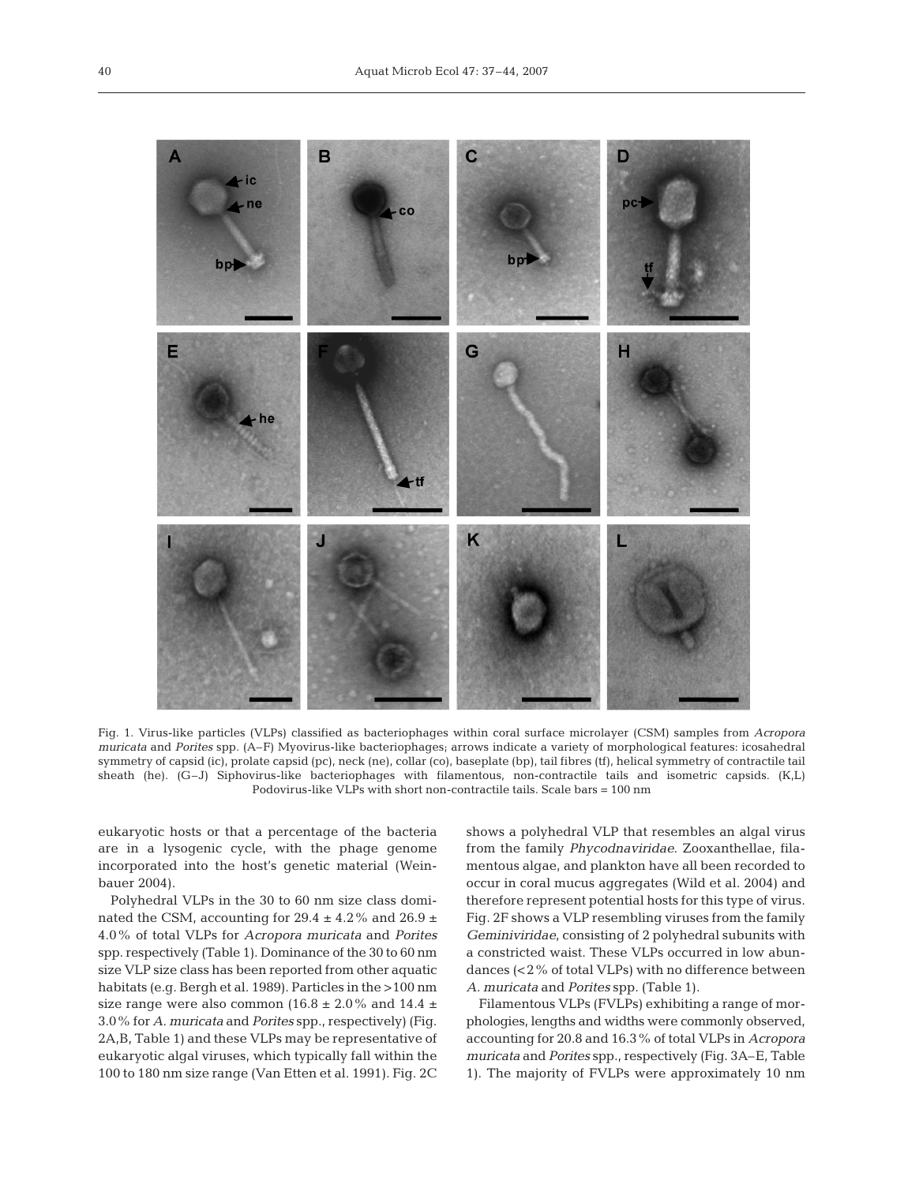Fig. 1. Virus-like particles (VLPs) classified as bacteriophages within coral surface microlayer (CSM) samples from *Acropora muricata* and *Porites* spp. (A–F) Myovirus-like bacteriophages; arrows indicate a variety of morphological features: icosahedral symmetry of capsid (ic), prolate capsid (pc), neck (ne), collar (co), baseplate (bp), tail fibres (tf), helical symmetry of contractile tail sheath (he). (G–J) Siphovirus-like bacteriophages with filamentous, non-contractile tails and isometric capsids. (K,L) Podovirus-like VLPs with short non-contractile tails. Scale bars = 100 nm

eukaryotic hosts or that a percentage of the bacteria are in a lysogenic cycle, with the phage genome incorporated into the host's genetic material (Weinbauer 2004).

Polyhedral VLPs in the 30 to 60 nm size class dominated the CSM, accounting for 29.4 ± 4.2% and 26.9 ± 4.0% of total VLPs for *Acropora muricata* and *Porites* spp. respectively (Table 1). Dominance of the 30 to 60 nm size VLP size class has been reported from other aquatic habitats (e.g. Bergh et al. 1989). Particles in the >100 nm size range were also common (16.8 ± 2.0% and 14.4 ± 3.0% for *A. muricata* and *Porites* spp., respectively) (Fig. 2A,B, Table 1) and these VLPs may be representative of eukaryotic algal viruses, which typically fall within the 100 to 180 nm size range (Van Etten et al. 1991). Fig. 2C shows a polyhedral VLP that resembles an algal virus from the family *Phycodnaviridae*. Zooxanthellae, filamentous algae, and plankton have all been recorded to occur in coral mucus aggregates (Wild et al. 2004) and therefore represent potential hosts for this type of virus. Fig. 2F shows a VLP resembling viruses from the family *Geminiviridae*, consisting of 2 polyhedral subunits with a constricted waist. These VLPs occurred in low abundances (<2% of total VLPs) with no difference between *A. muricata* and *Porites* spp. (Table 1).

Filamentous VLPs (FVLPs) exhibiting a range of morphologies, lengths and widths were commonly observed, accounting for 20.8 and 16.3% of total VLPs in *Acropora muricata* and *Porites* spp., respectively (Fig. 3A–E, Table 1). The majority of FVLPs were approximately 10 nm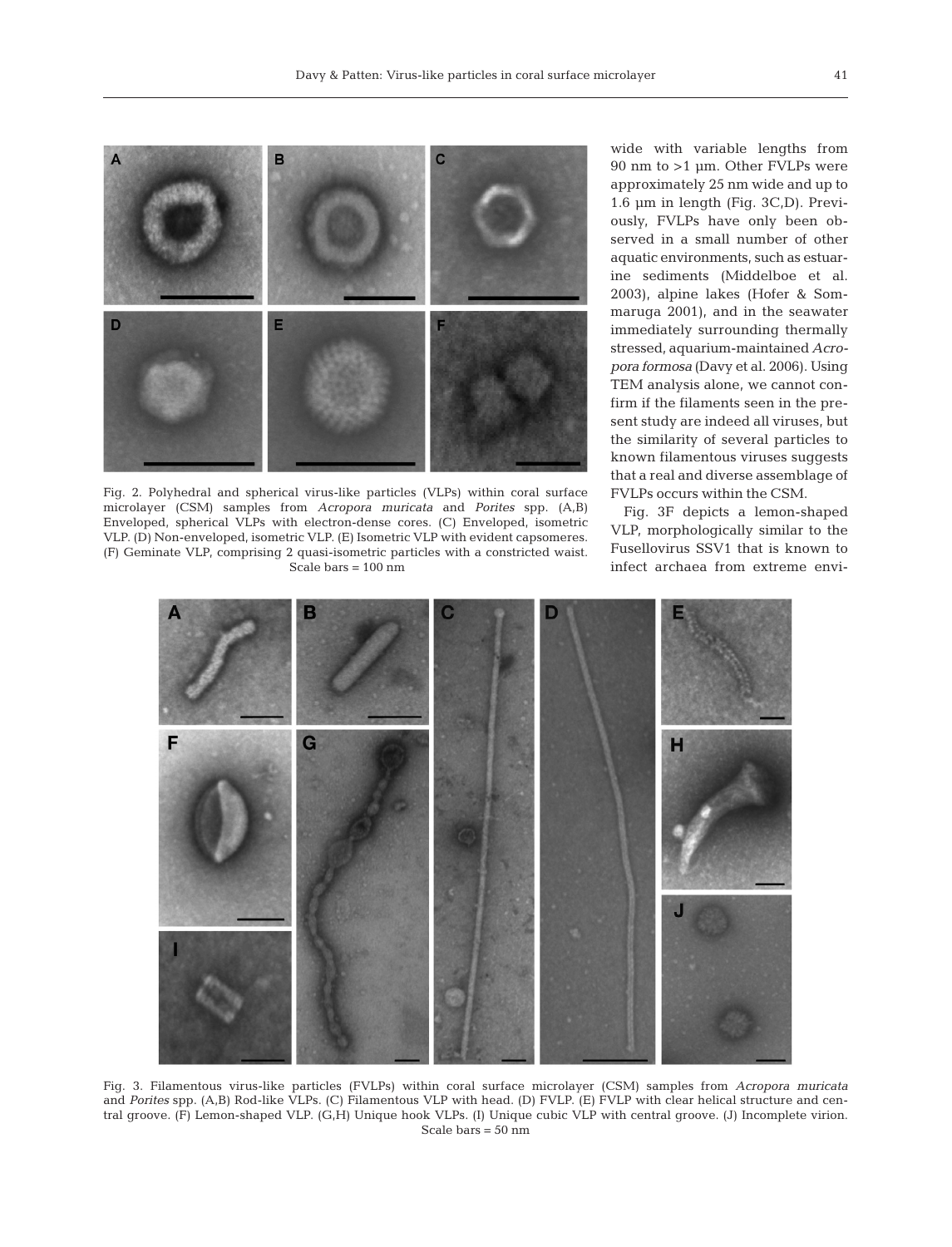Fig. 2. Polyhedral and spherical virus-like particles (VLPs) within coral surface microlayer (CSM) samples from *Acropora muricata* and *Porites* spp. (A,B) Enveloped, spherical VLPs with electron-dense cores. (C) Enveloped, isometric VLP. (D) Non-enveloped, isometric VLP. (E) Isometric VLP with evident capsomeres. (F) Geminate VLP, comprising 2 quasi-isometric particles with a constricted waist. Scale bars = 100 nm

wide with variable lengths from 90 nm to >1 µm. Other FVLPs were approximately 25 nm wide and up to 1.6 µm in length (Fig. 3C,D). Previously, FVLPs have only been observed in a small number of other aquatic environments, such as estuarine sediments (Middelboe et al. 2003), alpine lakes (Hofer & Sommaruga 2001), and in the seawater immediately surrounding thermally stressed, aquarium-maintained *Acropora formosa* (Davy et al. 2006). Using TEM analysis alone, we cannot confirm if the filaments seen in the present study are indeed all viruses, but the similarity of several particles to known filamentous viruses suggests that a real and diverse assemblage of FVLPs occurs within the CSM.

Fig. 3F depicts a lemon-shaped VLP, morphologically similar to the Fusellovirus SSV1 that is known to infect archaea from extreme envi-

Fig. 3. Filamentous virus-like particles (FVLPs) within coral surface microlayer (CSM) samples from *Acropora muricata* and *Porites* spp. (A,B) Rod-like VLPs. (C) Filamentous VLP with head. (D) FVLP. (E) FVLP with clear helical structure and central groove. (F) Lemon-shaped VLP. (G,H) Unique hook VLPs. (I) Unique cubic VLP with central groove. (J) Incomplete virion. Scale bars = 50 nm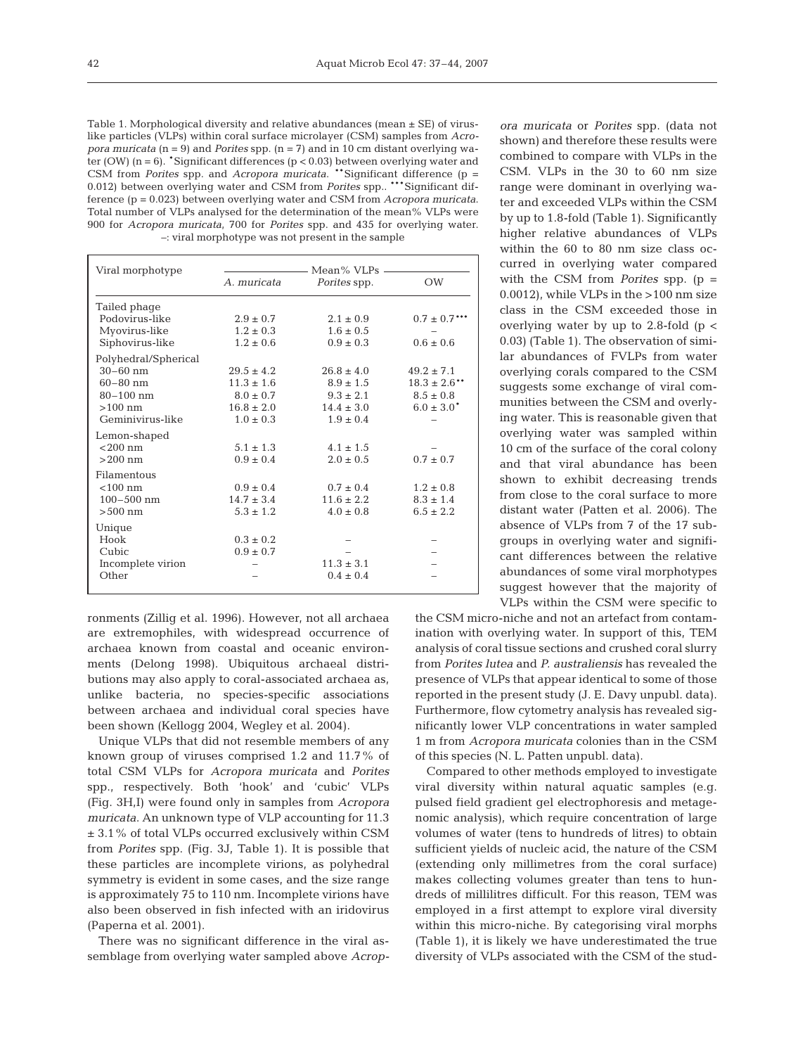Table 1. Morphological diversity and relative abundances (mean ± SE) of virus-like particles (VLPs) within coral surface microlayer (CSM) samples from *Acropora muricata* (n = 9) and *Porites* spp. (n = 7) and in 10 cm distant overlying water (OW) (n = 6). *Significant differences ($p < 0.03$) between overlying water and CSM from *Porites* spp. and *Acropora muricata*. **Significant difference ($p = 0.012$) between overlying water and CSM from *Porites* spp.. ***Significant difference ($p = 0.023$) between overlying water and CSM from *Acropora muricata*. Total number of VLPs analysed for the determination of the mean% VLPs were 900 for *Acropora muricata*, 700 for *Porites* spp. and 435 for overlying water. –: viral morphotype was not present in the sample

| Viral morphotype | Mean% VLPs | | |
|---|---|---|---|
| | *A. muricata* | *Porites* spp. | OW |
| **Tailed phage** | | | |
| Podovirus-like | 2.9 ± 0.7 | 2.1 ± 0.9 | 0.7 ± 0.7*** |
| Myovirus-like | 1.2 ± 0.3 | 1.6 ± 0.5 | – |
| Siphovirus-like | 1.2 ± 0.6 | 0.9 ± 0.3 | 0.6 ± 0.6 |
| **Polyhedral/Spherical** | | | |
| 30–60 nm | 29.5 ± 4.2 | 26.8 ± 4.0 | 49.2 ± 7.1 |
| 60–80 nm | 11.3 ± 1.6 | 8.9 ± 1.5 | 18.3 ± 2.6** |
| 80–100 nm | 8.0 ± 0.7 | 9.3 ± 2.1 | 8.5 ± 0.8 |
| >100 nm | 16.8 ± 2.0 | 14.4 ± 3.0 | 6.0 ± 3.0* |
| Geminivirus-like | 1.0 ± 0.3 | 1.9 ± 0.4 | – |
| **Lemon-shaped** | | | |
| <200 nm | 5.1 ± 1.3 | 4.1 ± 1.5 | – |
| >200 nm | 0.9 ± 0.4 | 2.0 ± 0.5 | 0.7 ± 0.7 |
| **Filamentous** | | | |
| <100 nm | 0.9 ± 0.4 | 0.7 ± 0.4 | 1.2 ± 0.8 |
| 100–500 nm | 14.7 ± 3.4 | 11.6 ± 2.2 | 8.3 ± 1.4 |
| >500 nm | 5.3 ± 1.2 | 4.0 ± 0.8 | 6.5 ± 2.2 |
| **Unique** | | | |
| Hook | 0.3 ± 0.2 | – | – |
| Cubic | 0.9 ± 0.7 | – | – |
| Incomplete virion | – | 11.3 ± 3.1 | – |
| Other | – | 0.4 ± 0.4 | – |

ronments (Zillig et al. 1996). However, not all archaea are extremophiles, with widespread occurrence of archaea known from coastal and oceanic environments (Delong 1998). Ubiquitous archaeal distributions may also apply to coral-associated archaea as, unlike bacteria, no species-specific associations between archaea and individual coral species have been shown (Kellogg 2004, Wegley et al. 2004).

Unique VLPs that did not resemble members of any known group of viruses comprised 1.2 and 11.7% of total CSM VLPs for *Acropora muricata* and *Porites* spp., respectively. Both 'hook' and 'cubic' VLPs (Fig. 3H,I) were found only in samples from *Acropora muricata*. An unknown type of VLP accounting for 11.3 ± 3.1% of total VLPs occurred exclusively within CSM from *Porites* spp. (Fig. 3J, Table 1). It is possible that these particles are incomplete virions, as polyhedral symmetry is evident in some cases, and the size range is approximately 75 to 110 nm. Incomplete virions have also been observed in fish infected with an iridovirus (Paperna et al. 2001).

There was no significant difference in the viral assemblage from overlying water sampled above *Acropora muricata* or *Porites* spp. (data not shown) and therefore these results were combined to compare with VLPs in the CSM. VLPs in the 30 to 60 nm size range were dominant in overlying water and exceeded VLPs within the CSM by up to 1.8-fold (Table 1). Significantly higher relative abundances of VLPs within the 60 to 80 nm size class occurred in overlying water compared with the CSM from *Porites* spp. ($p = 0.0012$), while VLPs in the >100 nm size class in the CSM exceeded those in overlying water by up to 2.8-fold ($p < 0.03$) (Table 1). The observation of similar abundances of FVLPs from water overlying corals compared to the CSM suggests some exchange of viral communities between the CSM and overlying water. This is reasonable given that overlying water was sampled within 10 cm of the surface of the coral colony and that viral abundance has been shown to exhibit decreasing trends from close to the coral surface to more distant water (Patten et al. 2006). The absence of VLPs from 7 of the 17 subgroups in overlying water and significant differences between the relative abundances of some viral morphotypes suggest however that the majority of VLPs within the CSM were specific to the CSM micro-niche and not an artefact from contamination with overlying water. In support of this, TEM analysis of coral tissue sections and crushed coral slurry from *Porites lutea* and *P. australiensis* has revealed the presence of VLPs that appear identical to some of those reported in the present study (J. E. Davy unpubl. data). Furthermore, flow cytometry analysis has revealed significantly lower VLP concentrations in water sampled 1 m from *Acropora muricata* colonies than in the CSM of this species (N. L. Patten unpubl. data).

Compared to other methods employed to investigate viral diversity within natural aquatic samples (e.g. pulsed field gradient gel electrophoresis and metagenomic analysis), which require concentration of large volumes of water (tens to hundreds of litres) to obtain sufficient yields of nucleic acid, the nature of the CSM (extending only millimetres from the coral surface) makes collecting volumes greater than tens to hundreds of millilitres difficult. For this reason, TEM was employed in a first attempt to explore viral diversity within this micro-niche. By categorising viral morphs (Table 1), it is likely we have underestimated the true diversity of VLPs associated with the CSM of the stud-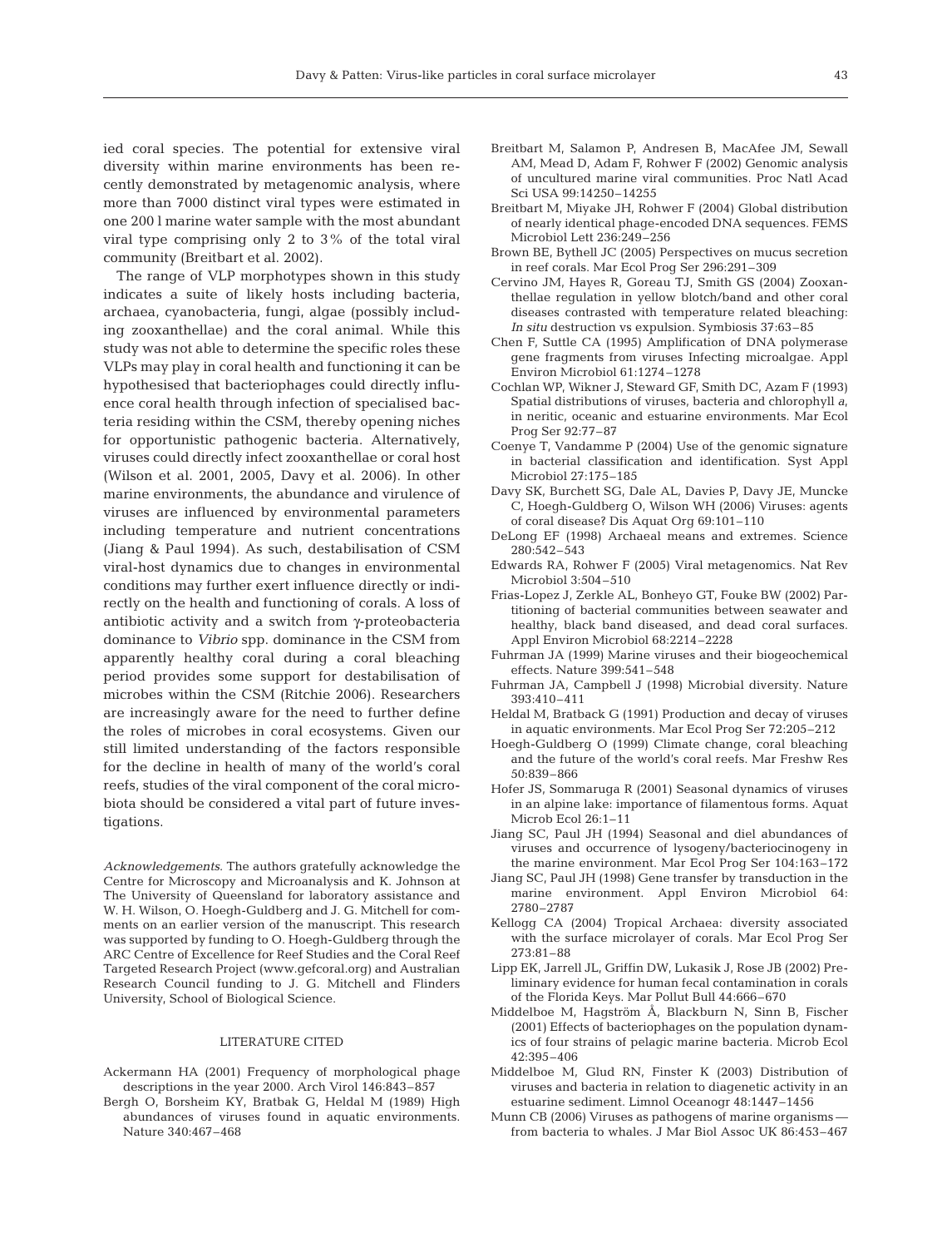ied coral species. The potential for extensive viral diversity within marine environments has been recently demonstrated by metagenomic analysis, where more than 7000 distinct viral types were estimated in one 200 l marine water sample with the most abundant viral type comprising only 2 to 3% of the total viral community (Breitbart et al. 2002).

The range of VLP morphotypes shown in this study indicates a suite of likely hosts including bacteria, archaea, cyanobacteria, fungi, algae (possibly including zooxanthellae) and the coral animal. While this study was not able to determine the specific roles these VLPs may play in coral health and functioning it can be hypothesised that bacteriophages could directly influence coral health through infection of specialised bacteria residing within the CSM, thereby opening niches for opportunistic pathogenic bacteria. Alternatively, viruses could directly infect zooxanthellae or coral host (Wilson et al. 2001, 2005, Davy et al. 2006). In other marine environments, the abundance and virulence of viruses are influenced by environmental parameters including temperature and nutrient concentrations (Jiang & Paul 1994). As such, destabilisation of CSM viral-host dynamics due to changes in environmental conditions may further exert influence directly or indirectly on the health and functioning of corals. A loss of antibiotic activity and a switch from γ-proteobacteria dominance to *Vibrio* spp. dominance in the CSM from apparently healthy coral during a coral bleaching period provides some support for destabilisation of microbes within the CSM (Ritchie 2006). Researchers are increasingly aware for the need to further define the roles of microbes in coral ecosystems. Given our still limited understanding of the factors responsible for the decline in health of many of the world's coral reefs, studies of the viral component of the coral microbiota should be considered a vital part of future investigations.

*Acknowledgements.* The authors gratefully acknowledge the Centre for Microscopy and Microanalysis and K. Johnson at The University of Queensland for laboratory assistance and W. H. Wilson, O. Hoegh-Guldberg and J. G. Mitchell for comments on an earlier version of the manuscript. This research was supported by funding to O. Hoegh-Guldberg through the ARC Centre of Excellence for Reef Studies and the Coral Reef Targeted Research Project (www.gefcoral.org) and Australian Research Council funding to J. G. Mitchell and Flinders University, School of Biological Science.

## LITERATURE CITED

Ackermann HA (2001) Frequency of morphological phage descriptions in the year 2000. Arch Virol 146:843–857

Bergh O, Borsheim KY, Bratbak G, Heldal M (1989) High abundances of viruses found in aquatic environments. Nature 340:467–468

Breitbart M, Salamon P, Andresen B, MacAfee JM, Sewall AM, Mead D, Adam F, Rohwer F (2002) Genomic analysis of uncultured marine viral communities. Proc Natl Acad Sci USA 99:14250–14255

Breitbart M, Miyake JH, Rohwer F (2004) Global distribution of nearly identical phage-encoded DNA sequences. FEMS Microbiol Lett 236:249–256

Brown BE, Bythell JC (2005) Perspectives on mucus secretion in reef corals. Mar Ecol Prog Ser 296:291–309

Cervino JM, Hayes R, Goreau TJ, Smith GS (2004) Zooxanthellae regulation in yellow blotch/band and other coral diseases contrasted with temperature related bleaching: *In situ* destruction vs expulsion. Symbiosis 37:63–85

Chen F, Suttle CA (1995) Amplification of DNA polymerase gene fragments from viruses Infecting microalgae. Appl Environ Microbiol 61:1274–1278

Cochlan WP, Wikner J, Steward GF, Smith DC, Azam F (1993) Spatial distributions of viruses, bacteria and chlorophyll *a*, in neritic, oceanic and estuarine environments. Mar Ecol Prog Ser 92:77–87

Coenye T, Vandamme P (2004) Use of the genomic signature in bacterial classification and identification. Syst Appl Microbiol 27:175–185

Davy SK, Burchett SG, Dale AL, Davies P, Davy JE, Muncke C, Hoegh-Guldberg O, Wilson WH (2006) Viruses: agents of coral disease? Dis Aquat Org 69:101–110

DeLong EF (1998) Archaeal means and extremes. Science 280:542–543

Edwards RA, Rohwer F (2005) Viral metagenomics. Nat Rev Microbiol 3:504–510

Frias-Lopez J, Zerkle AL, Bonheyo GT, Fouke BW (2002) Partitioning of bacterial communities between seawater and healthy, black band diseased, and dead coral surfaces. Appl Environ Microbiol 68:2214–2228

Fuhrman JA (1999) Marine viruses and their biogeochemical effects. Nature 399:541–548

Fuhrman JA, Campbell J (1998) Microbial diversity. Nature 393:410–411

Heldal M, Bratback G (1991) Production and decay of viruses in aquatic environments. Mar Ecol Prog Ser 72:205–212

Hoegh-Guldberg O (1999) Climate change, coral bleaching and the future of the world's coral reefs. Mar Freshw Res 50:839–866

Hofer JS, Sommaruga R (2001) Seasonal dynamics of viruses in an alpine lake: importance of filamentous forms. Aquat Microb Ecol 26:1–11

Jiang SC, Paul JH (1994) Seasonal and diel abundances of viruses and occurrence of lysogeny/bacteriocinogeny in the marine environment. Mar Ecol Prog Ser 104:163–172

Jiang SC, Paul JH (1998) Gene transfer by transduction in the marine environment. Appl Environ Microbiol 64: 2780–2787

Kellogg CA (2004) Tropical Archaea: diversity associated with the surface microlayer of corals. Mar Ecol Prog Ser 273:81–88

Lipp EK, Jarrell JL, Griffin DW, Lukasik J, Rose JB (2002) Preliminary evidence for human fecal contamination in corals of the Florida Keys. Mar Pollut Bull 44:666–670

Middelboe M, Hagström Å, Blackburn N, Sinn B, Fischer (2001) Effects of bacteriophages on the population dynamics of four strains of pelagic marine bacteria. Microb Ecol 42:395–406

Middelboe M, Glud RN, Finster K (2003) Distribution of viruses and bacteria in relation to diagenetic activity in an estuarine sediment. Limnol Oceanogr 48:1447–1456

Munn CB (2006) Viruses as pathogens of marine organisms — from bacteria to whales. J Mar Biol Assoc UK 86:453–467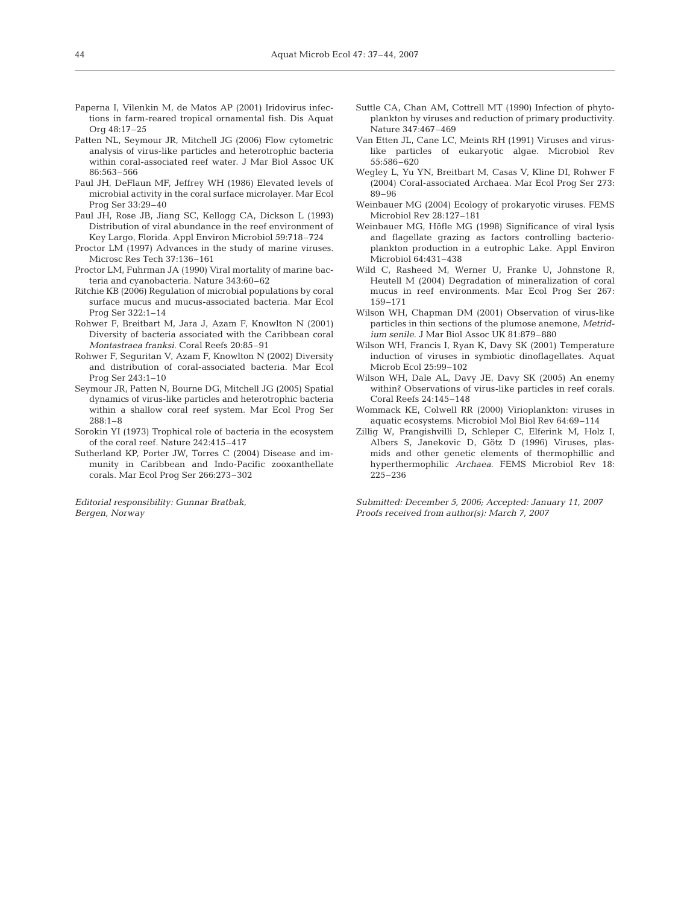Paperna I, Vilenkin M, de Matos AP (2001) Iridovirus infections in farm-reared tropical ornamental fish. Dis Aquat Org 48:17–25

Patten NL, Seymour JR, Mitchell JG (2006) Flow cytometric analysis of virus-like particles and heterotrophic bacteria within coral-associated reef water. J Mar Biol Assoc UK 86:563–566

Paul JH, DeFlaun MF, Jeffrey WH (1986) Elevated levels of microbial activity in the coral surface microlayer. Mar Ecol Prog Ser 33:29–40

Paul JH, Rose JB, Jiang SC, Kellogg CA, Dickson L (1993) Distribution of viral abundance in the reef environment of Key Largo, Florida. Appl Environ Microbiol 59:718–724

Proctor LM (1997) Advances in the study of marine viruses. Microsc Res Tech 37:136–161

Proctor LM, Fuhrman JA (1990) Viral mortality of marine bacteria and cyanobacteria. Nature 343:60–62

Ritchie KB (2006) Regulation of microbial populations by coral surface mucus and mucus-associated bacteria. Mar Ecol Prog Ser 322:1–14

Rohwer F, Breitbart M, Jara J, Azam F, Knowlton N (2001) Diversity of bacteria associated with the Caribbean coral *Montastraea franksi*. Coral Reefs 20:85–91

Rohwer F, Seguritan V, Azam F, Knowlton N (2002) Diversity and distribution of coral-associated bacteria. Mar Ecol Prog Ser 243:1–10

Seymour JR, Patten N, Bourne DG, Mitchell JG (2005) Spatial dynamics of virus-like particles and heterotrophic bacteria within a shallow coral reef system. Mar Ecol Prog Ser 288:1–8

Sorokin YI (1973) Trophical role of bacteria in the ecosystem of the coral reef. Nature 242:415–417

Sutherland KP, Porter JW, Torres C (2004) Disease and immunity in Caribbean and Indo-Pacific zooxanthellate corals. Mar Ecol Prog Ser 266:273–302

Suttle CA, Chan AM, Cottrell MT (1990) Infection of phytoplankton by viruses and reduction of primary productivity. Nature 347:467–469

Van Etten JL, Cane LC, Meints RH (1991) Viruses and virus-like particles of eukaryotic algae. Microbiol Rev 55:586–620

Wegley L, Yu YN, Breitbart M, Casas V, Kline DI, Rohwer F (2004) Coral-associated Archaea. Mar Ecol Prog Ser 273: 89–96

Weinbauer MG (2004) Ecology of prokaryotic viruses. FEMS Microbiol Rev 28:127–181

Weinbauer MG, Höfle MG (1998) Significance of viral lysis and flagellate grazing as factors controlling bacterioplankton production in a eutrophic Lake. Appl Environ Microbiol 64:431–438

Wild C, Rasheed M, Werner U, Franke U, Johnstone R, Heutell M (2004) Degradation of mineralization of coral mucus in reef environments. Mar Ecol Prog Ser 267: 159–171

Wilson WH, Chapman DM (2001) Observation of virus-like particles in thin sections of the plumose anemone, *Metridium senile*. J Mar Biol Assoc UK 81:879–880

Wilson WH, Francis I, Ryan K, Davy SK (2001) Temperature induction of viruses in symbiotic dinoflagellates. Aquat Microb Ecol 25:99–102

Wilson WH, Dale AL, Davy JE, Davy SK (2005) An enemy within? Observations of virus-like particles in reef corals. Coral Reefs 24:145–148

Wommack KE, Colwell RR (2000) Virioplankton: viruses in aquatic ecosystems. Microbiol Mol Biol Rev 64:69–114

Zillig W, Prangishvilli D, Schleper C, Elferink M, Holz I, Albers S, Janekovic D, Götz D (1996) Viruses, plasmids and other genetic elements of thermophillic and hyperthermophilic *Archaea*. FEMS Microbiol Rev 18: 225–236

*Editorial responsibility: Gunnar Bratbak, Bergen, Norway*

*Submitted: December 5, 2006; Accepted: January 11, 2007*
*Proofs received from author(s): March 7, 2007*